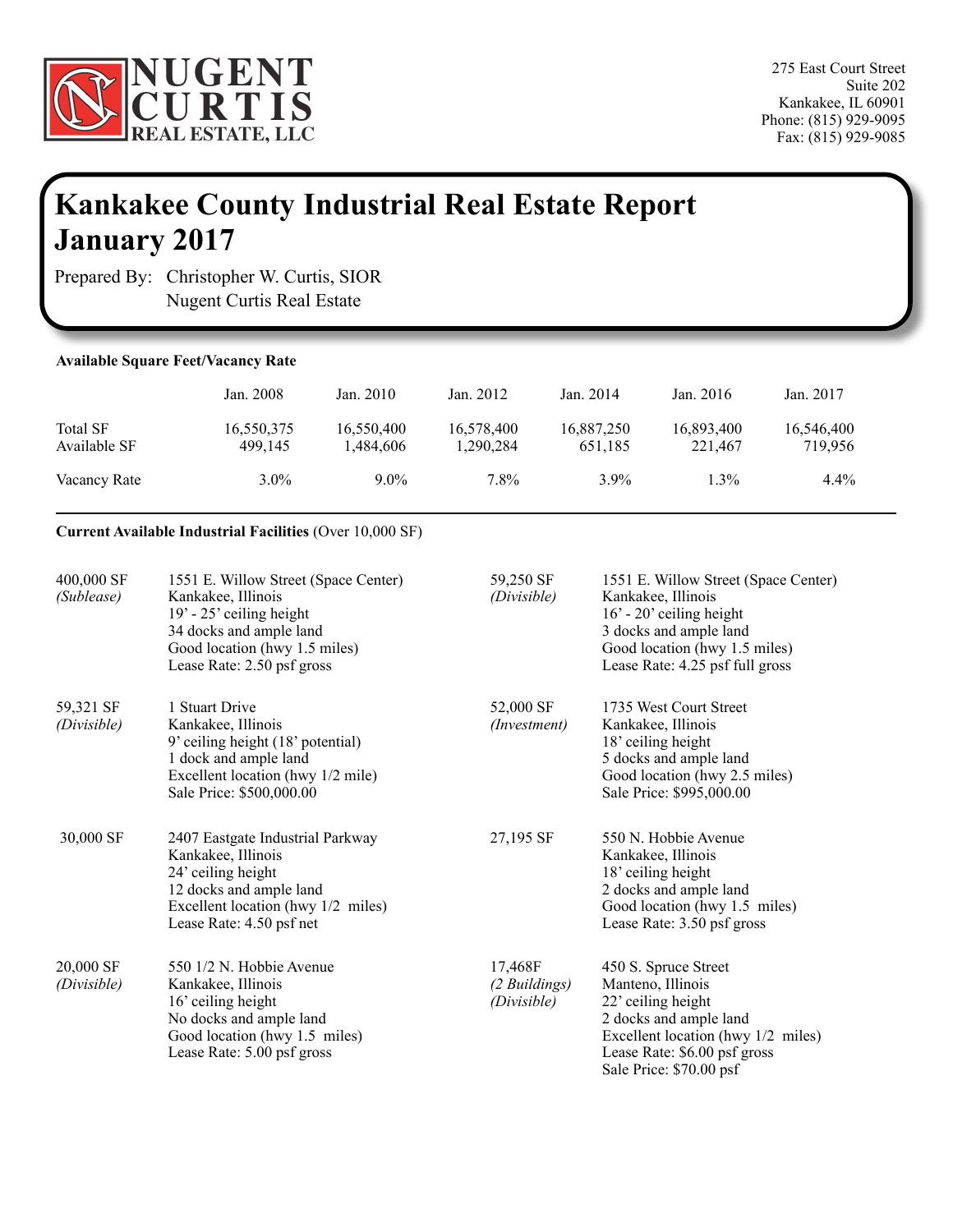NUGENT CURTIS REAL ESTATE, LLC

275 East Court Street
Suite 202
Kankakee, IL 60901
Phone: (815) 929-9095
Fax: (815) 929-9085

# Kankakee County Industrial Real Estate Report
# January 2017

Prepared By: Christopher W. Curtis, SIOR
Nugent Curtis Real Estate

**Available Square Feet/Vacancy Rate**

| | Jan. 2008 | Jan. 2010 | Jan. 2012 | Jan. 2014 | Jan. 2016 | Jan. 2017 |
|---|---|---|---|---|---|---|
| Total SF | 16,550,375 | 16,550,400 | 16,578,400 | 16,887,250 | 16,893,400 | 16,546,400 |
| Available SF | 499,145 | 1,484,606 | 1,290,284 | 651,185 | 221,467 | 719,956 |
| Vacancy Rate | 3.0% | 9.0% | 7.8% | 3.9% | 1.3% | 4.4% |

**Current Available Industrial Facilities** (Over 10,000 SF)

400,000 SF *(Sublease)*
1551 E. Willow Street (Space Center)
Kankakee, Illinois
19' - 25' ceiling height
34 docks and ample land
Good location (hwy 1.5 miles)
Lease Rate: 2.50 psf gross

59,250 SF *(Divisible)*
1551 E. Willow Street (Space Center)
Kankakee, Illinois
16' - 20' ceiling height
3 docks and ample land
Good location (hwy 1.5 miles)
Lease Rate: 4.25 psf full gross

59,321 SF *(Divisible)*
1 Stuart Drive
Kankakee, Illinois
9' ceiling height (18' potential)
1 dock and ample land
Excellent location (hwy 1/2 mile)
Sale Price: $500,000.00

52,000 SF *(Investment)*
1735 West Court Street
Kankakee, Illinois
18' ceiling height
5 docks and ample land
Good location (hwy 2.5 miles)
Sale Price: $995,000.00

30,000 SF
2407 Eastgate Industrial Parkway
Kankakee, Illinois
24' ceiling height
12 docks and ample land
Excellent location (hwy 1/2 miles)
Lease Rate: 4.50 psf net

27,195 SF
550 N. Hobbie Avenue
Kankakee, Illinois
18' ceiling height
2 docks and ample land
Good location (hwy 1.5 miles)
Lease Rate: 3.50 psf gross

20,000 SF *(Divisible)*
550 1/2 N. Hobbie Avenue
Kankakee, Illinois
16' ceiling height
No docks and ample land
Good location (hwy 1.5 miles)
Lease Rate: 5.00 psf gross

17,468F *(2 Buildings) (Divisible)*
450 S. Spruce Street
Manteno, Illinois
22' ceiling height
2 docks and ample land
Excellent location (hwy 1/2 miles)
Lease Rate: $6.00 psf gross
Sale Price: $70.00 psf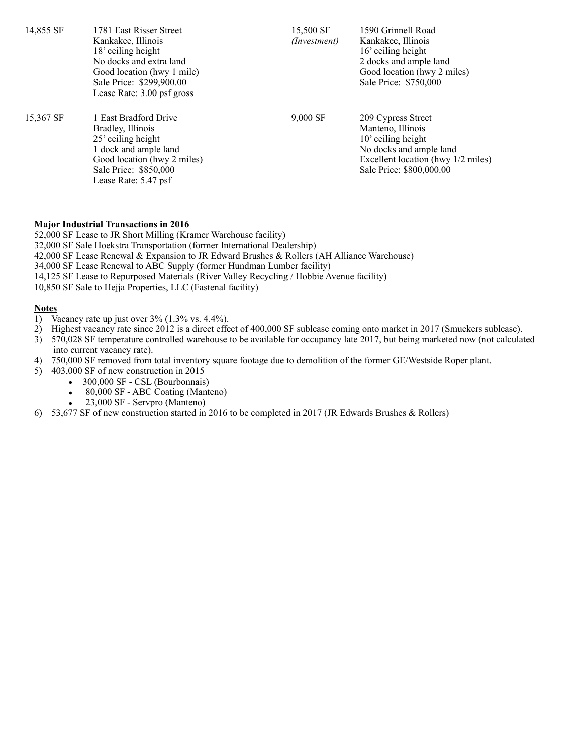14,855 SF

1781 East Risser Street
Kankakee, Illinois
18' ceiling height
No docks and extra land
Good location (hwy 1 mile)
Sale Price: $299,900.00
Lease Rate: 3.00 psf gross

15,500 SF
*(Investment)*

1590 Grinnell Road
Kankakee, Illinois
16' ceiling height
2 docks and ample land
Good location (hwy 2 miles)
Sale Price: $750,000

15,367 SF

1 East Bradford Drive
Bradley, Illinois
25' ceiling height
1 dock and ample land
Good location (hwy 2 miles)
Sale Price: $850,000
Lease Rate: 5.47 psf

9,000 SF

209 Cypress Street
Manteno, Illinois
10' ceiling height
No docks and ample land
Excellent location (hwy 1/2 miles)
Sale Price: $800,000.00

**Major Industrial Transactions in 2016**

52,000 SF Lease to JR Short Milling (Kramer Warehouse facility)
32,000 SF Sale Hoekstra Transportation (former International Dealership)
42,000 SF Lease Renewal & Expansion to JR Edward Brushes & Rollers (AH Alliance Warehouse)
34,000 SF Lease Renewal to ABC Supply (former Hundman Lumber facility)
14,125 SF Lease to Repurposed Materials (River Valley Recycling / Hobbie Avenue facility)
10,850 SF Sale to Hejja Properties, LLC (Fastenal facility)

**Notes**

1) Vacancy rate up just over 3% (1.3% vs. 4.4%).
2) Highest vacancy rate since 2012 is a direct effect of 400,000 SF sublease coming onto market in 2017 (Smuckers sublease).
3) 570,028 SF temperature controlled warehouse to be available for occupancy late 2017, but being marketed now (not calculated into current vacancy rate).
4) 750,000 SF removed from total inventory square footage due to demolition of the former GE/Westside Roper plant.
5) 403,000 SF of new construction in 2015
   - 300,000 SF - CSL (Bourbonnais)
   - 80,000 SF - ABC Coating (Manteno)
   - 23,000 SF - Servpro (Manteno)
6) 53,677 SF of new construction started in 2016 to be completed in 2017 (JR Edwards Brushes & Rollers)